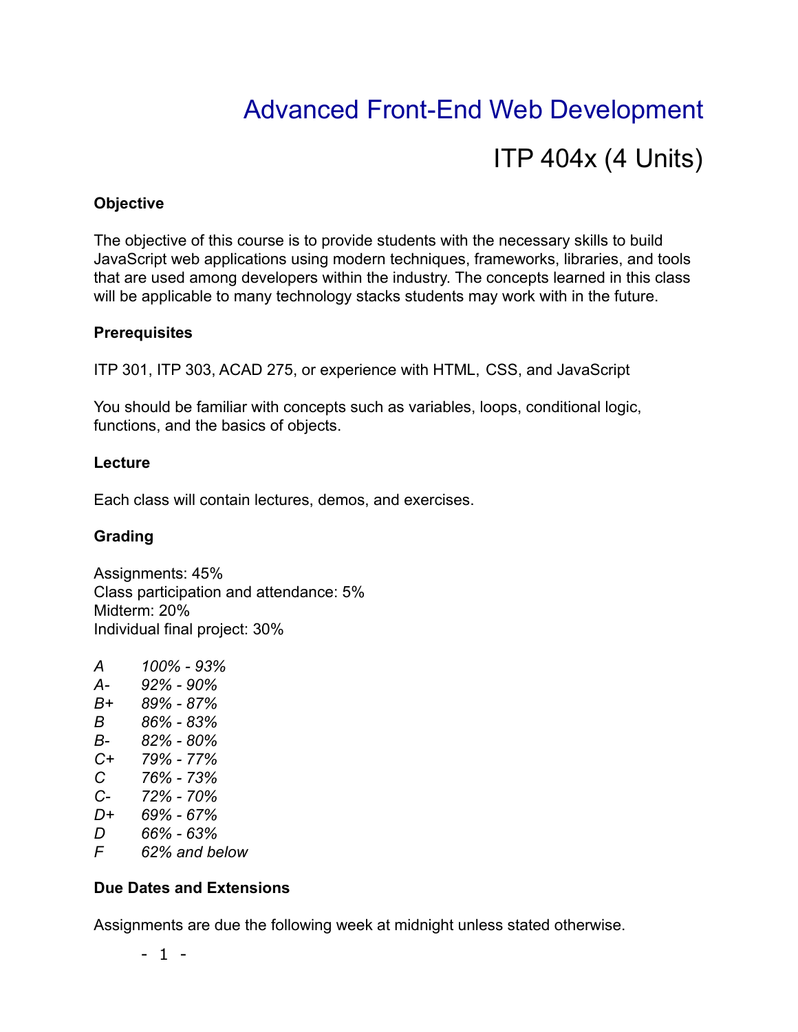# Advanced Front-End Web Development

## ITP 404x (4 Units)

**Objective**

The objective of this course is to provide students with the necessary skills to build JavaScript web applications using modern techniques, frameworks, libraries, and tools that are used among developers within the industry. The concepts learned in this class will be applicable to many technology stacks students may work with in the future.

**Prerequisites**

ITP 301, ITP 303, ACAD 275, or experience with HTML, CSS, and JavaScript

You should be familiar with concepts such as variables, loops, conditional logic, functions, and the basics of objects.

**Lecture**

Each class will contain lectures, demos, and exercises.

**Grading**

Assignments: 45%
Class participation and attendance: 5%
Midterm: 20%
Individual final project: 30%

| | |
|---|---|
| *A* | *100% - 93%* |
| *A-* | *92% - 90%* |
| *B+* | *89% - 87%* |
| *B* | *86% - 83%* |
| *B-* | *82% - 80%* |
| *C+* | *79% - 77%* |
| *C* | *76% - 73%* |
| *C-* | *72% - 70%* |
| *D+* | *69% - 67%* |
| *D* | *66% - 63%* |
| *F* | *62% and below* |

**Due Dates and Extensions**

Assignments are due the following week at midnight unless stated otherwise.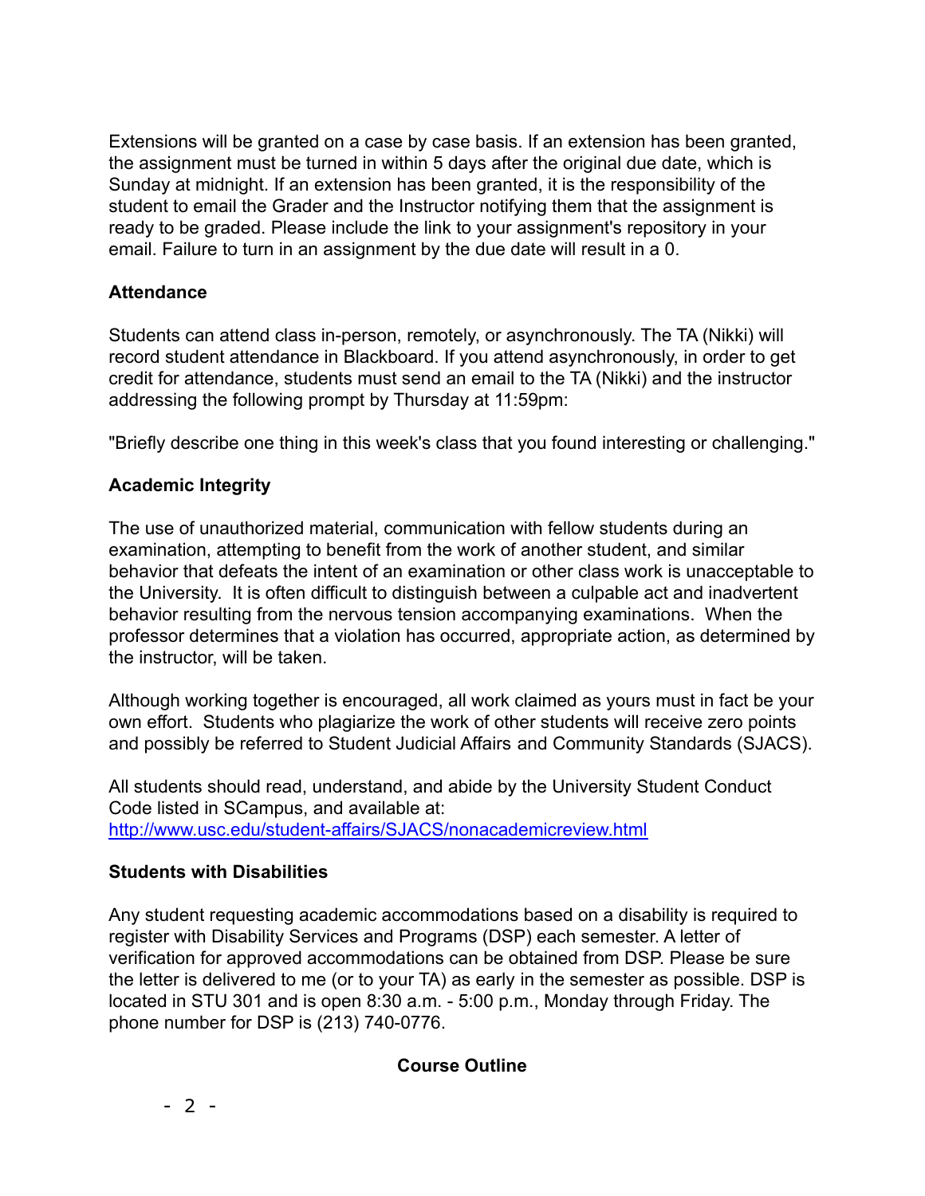Extensions will be granted on a case by case basis. If an extension has been granted, the assignment must be turned in within 5 days after the original due date, which is Sunday at midnight. If an extension has been granted, it is the responsibility of the student to email the Grader and the Instructor notifying them that the assignment is ready to be graded. Please include the link to your assignment's repository in your email. Failure to turn in an assignment by the due date will result in a 0.

### Attendance

Students can attend class in-person, remotely, or asynchronously. The TA (Nikki) will record student attendance in Blackboard. If you attend asynchronously, in order to get credit for attendance, students must send an email to the TA (Nikki) and the instructor addressing the following prompt by Thursday at 11:59pm:

"Briefly describe one thing in this week's class that you found interesting or challenging."

### Academic Integrity

The use of unauthorized material, communication with fellow students during an examination, attempting to benefit from the work of another student, and similar behavior that defeats the intent of an examination or other class work is unacceptable to the University. It is often difficult to distinguish between a culpable act and inadvertent behavior resulting from the nervous tension accompanying examinations. When the professor determines that a violation has occurred, appropriate action, as determined by the instructor, will be taken.

Although working together is encouraged, all work claimed as yours must in fact be your own effort. Students who plagiarize the work of other students will receive zero points and possibly be referred to Student Judicial Affairs and Community Standards (SJACS).

All students should read, understand, and abide by the University Student Conduct Code listed in SCampus, and available at: [http://www.usc.edu/student-affairs/SJACS/nonacademicreview.html](http://www.usc.edu/student-affairs/SJACS/nonacademicreview.html)

### Students with Disabilities

Any student requesting academic accommodations based on a disability is required to register with Disability Services and Programs (DSP) each semester. A letter of verification for approved accommodations can be obtained from DSP. Please be sure the letter is delivered to me (or to your TA) as early in the semester as possible. DSP is located in STU 301 and is open 8:30 a.m. - 5:00 p.m., Monday through Friday. The phone number for DSP is (213) 740-0776.

## Course Outline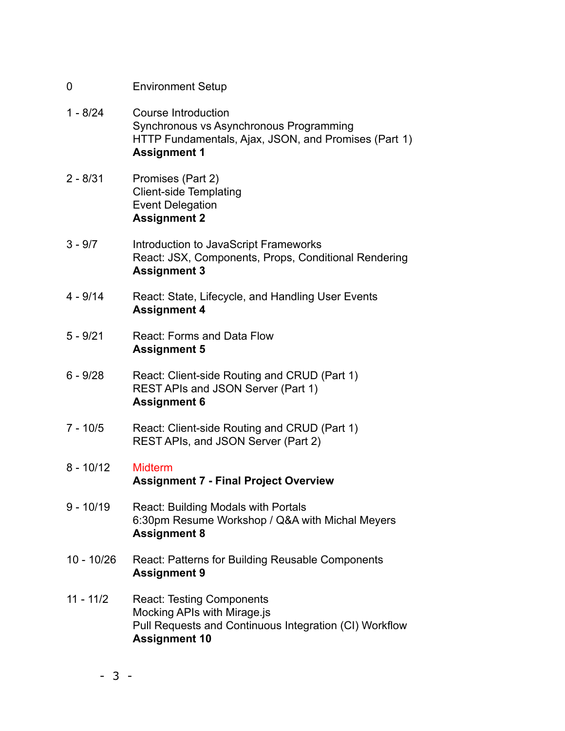| | |
|---|---|
| 0 | Environment Setup |
| 1 - 8/24 | Course Introduction<br>Synchronous vs Asynchronous Programming<br>HTTP Fundamentals, Ajax, JSON, and Promises (Part 1)<br>**Assignment 1** |
| 2 - 8/31 | Promises (Part 2)<br>Client-side Templating<br>Event Delegation<br>**Assignment 2** |
| 3 - 9/7 | Introduction to JavaScript Frameworks<br>React: JSX, Components, Props, Conditional Rendering<br>**Assignment 3** |
| 4 - 9/14 | React: State, Lifecycle, and Handling User Events<br>**Assignment 4** |
| 5 - 9/21 | React: Forms and Data Flow<br>**Assignment 5** |
| 6 - 9/28 | React: Client-side Routing and CRUD (Part 1)<br>REST APIs and JSON Server (Part 1)<br>**Assignment 6** |
| 7 - 10/5 | React: Client-side Routing and CRUD (Part 1)<br>REST APIs, and JSON Server (Part 2) |
| 8 - 10/12 | Midterm<br>**Assignment 7 - Final Project Overview** |
| 9 - 10/19 | React: Building Modals with Portals<br>6:30pm Resume Workshop / Q&A with Michal Meyers<br>**Assignment 8** |
| 10 - 10/26 | React: Patterns for Building Reusable Components<br>**Assignment 9** |
| 11 - 11/2 | React: Testing Components<br>Mocking APIs with Mirage.js<br>Pull Requests and Continuous Integration (CI) Workflow<br>**Assignment 10** |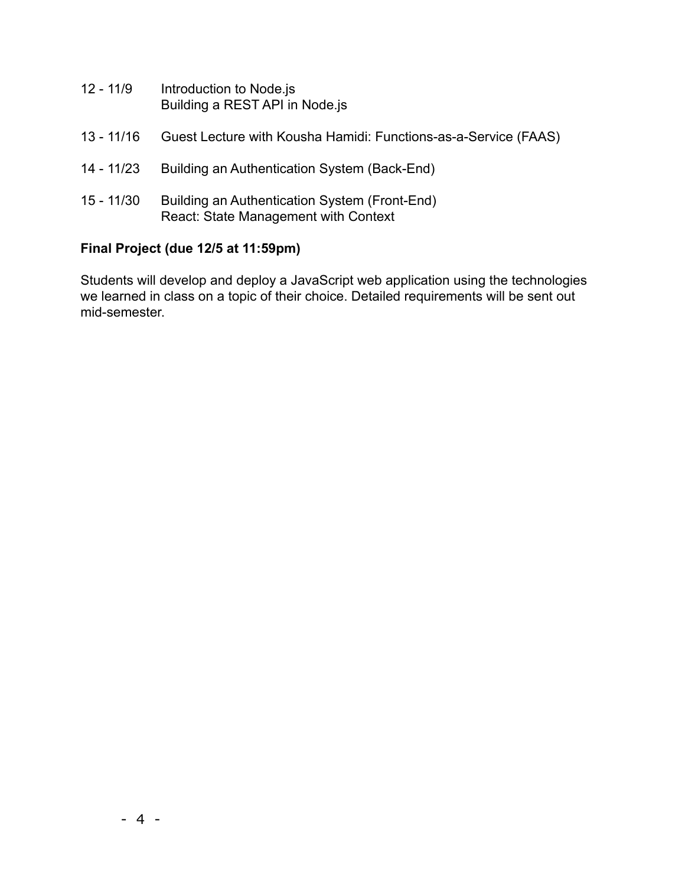12 - 11/9 Introduction to Node.js
Building a REST API in Node.js

13 - 11/16 Guest Lecture with Kousha Hamidi: Functions-as-a-Service (FAAS)

14 - 11/23 Building an Authentication System (Back-End)

15 - 11/30 Building an Authentication System (Front-End)
React: State Management with Context

**Final Project (due 12/5 at 11:59pm)**

Students will develop and deploy a JavaScript web application using the technologies we learned in class on a topic of their choice. Detailed requirements will be sent out mid-semester.